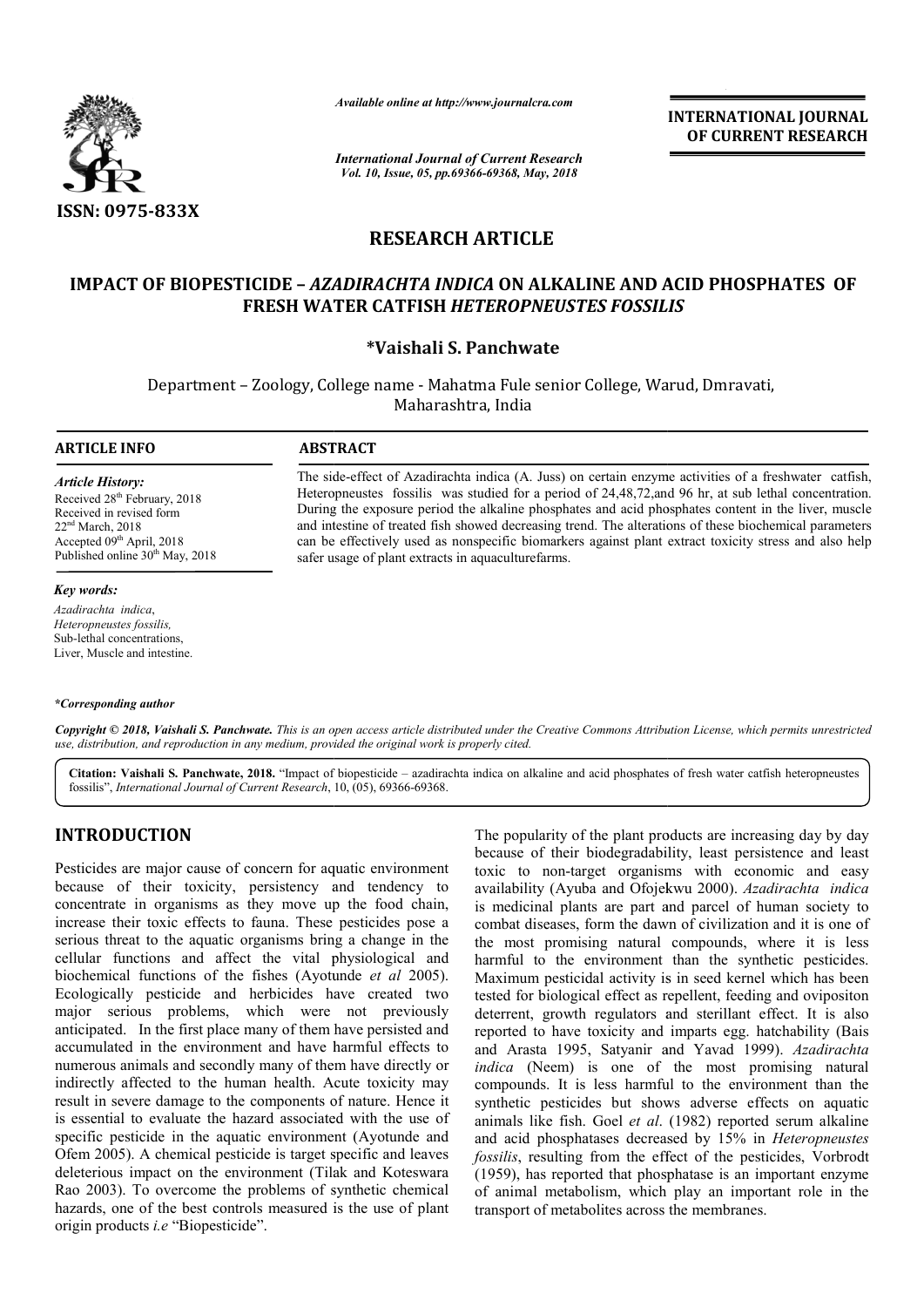ISSN: 0975-833X

*Available online at http://www.journalcra.com*

*International Journal of Current Research*
*Vol. 10, Issue, 05, pp.69366-69368, May, 2018*

**INTERNATIONAL JOURNAL OF CURRENT RESEARCH**

## RESEARCH ARTICLE

# IMPACT OF BIOPESTICIDE – *AZADIRACHTA INDICA* ON ALKALINE AND ACID PHOSPHATES OF FRESH WATER CATFISH *HETEROPNEUSTES FOSSILIS*

**\*Vaishali S. Panchwate**

Department – Zoology, College name - Mahatma Fule senior College, Warud, Dmravati, Maharashtra, India

### ARTICLE INFO

*Article History:*
Received 28th February, 2018
Received in revised form
22nd March, 2018
Accepted 09th April, 2018
Published online 30th May, 2018

*Key words:*
*Azadirachta indica*,
*Heteropneustes fossilis,*
Sub-lethal concentrations,
Liver, Muscle and intestine.

### ABSTRACT

The side-effect of Azadirachta indica (A. Juss) on certain enzyme activities of a freshwater catfish, Heteropneustes fossilis was studied for a period of 24,48,72,and 96 hr, at sub lethal concentration. During the exposure period the alkaline phosphates and acid phosphates content in the liver, muscle and intestine of treated fish showed decreasing trend. The alterations of these biochemical parameters can be effectively used as nonspecific biomarkers against plant extract toxicity stress and also help safer usage of plant extracts in aquaculturefarms.

*\*Corresponding author*

*Copyright © 2018, Vaishali S. Panchwate. This is an open access article distributed under the Creative Commons Attribution License, which permits unrestricted use, distribution, and reproduction in any medium, provided the original work is properly cited.*

**Citation: Vaishali S. Panchwate, 2018.** "Impact of biopesticide – azadirachta indica on alkaline and acid phosphates of fresh water catfish heteropneustes fossilis", *International Journal of Current Research*, 10, (05), 69366-69368.

## INTRODUCTION

Pesticides are major cause of concern for aquatic environment because of their toxicity, persistency and tendency to concentrate in organisms as they move up the food chain, increase their toxic effects to fauna. These pesticides pose a serious threat to the aquatic organisms bring a change in the cellular functions and affect the vital physiological and biochemical functions of the fishes (Ayotunde *et al* 2005). Ecologically pesticide and herbicides have created two major serious problems, which were not previously anticipated. In the first place many of them have persisted and accumulated in the environment and have harmful effects to numerous animals and secondly many of them have directly or indirectly affected to the human health. Acute toxicity may result in severe damage to the components of nature. Hence it is essential to evaluate the hazard associated with the use of specific pesticide in the aquatic environment (Ayotunde and Ofem 2005). A chemical pesticide is target specific and leaves deleterious impact on the environment (Tilak and Koteswara Rao 2003). To overcome the problems of synthetic chemical hazards, one of the best controls measured is the use of plant origin products *i.e* "Biopesticide".

The popularity of the plant products are increasing day by day because of their biodegradability, least persistence and least toxic to non-target organisms with economic and easy availability (Ayuba and Ofojekwu 2000). *Azadirachta indica* is medicinal plants are part and parcel of human society to combat diseases, form the dawn of civilization and it is one of the most promising natural compounds, where it is less harmful to the environment than the synthetic pesticides. Maximum pesticidal activity is in seed kernel which has been tested for biological effect as repellent, feeding and ovipositon deterrent, growth regulators and sterillant effect. It is also reported to have toxicity and imparts egg. hatchability (Bais and Arasta 1995, Satyanir and Yavad 1999). *Azadirachta indica* (Neem) is one of the most promising natural compounds. It is less harmful to the environment than the synthetic pesticides but shows adverse effects on aquatic animals like fish. Goel *et al*. (1982) reported serum alkaline and acid phosphatases decreased by 15% in *Heteropneustes fossilis*, resulting from the effect of the pesticides, Vorbrodt (1959), has reported that phosphatase is an important enzyme of animal metabolism, which play an important role in the transport of metabolites across the membranes.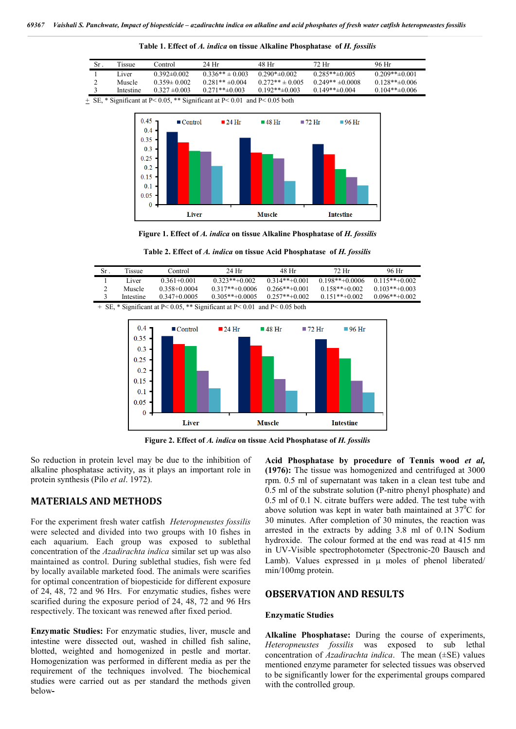**Table 1. Effect of *A. indica* on tissue Alkaline Phosphatase of *H. fossilis***

| Sr . | Tissue | Control | 24 Hr | 48 Hr | 72 Hr | 96 Hr |
|---|---|---|---|---|---|---|
| 1 | Liver | 0.392±0.002 | 0.336** ± 0.003 | 0.290*±0.002 | 0.285**±0.005 | 0.209**±0.001 |
| 2 | Muscle | 0.359± 0.002 | 0.281** ±0.004 | 0.272** ± 0.005 | 0.249** ±0.0008 | 0.128**±0.006 |
| 3 | Intestine | 0.327 ±0.003 | 0.271**±0.003 | 0.192**±0.003 | 0.149**±0.004 | 0.104**±0.006 |

± SE, * Significant at P< 0.05, ** Significant at P< 0.01 and P< 0.05 both

**Figure 1. Effect of *A. indica* on tissue Alkaline Phosphatase of *H. fossilis***

**Table 2. Effect of *A. indica* on tissue Acid Phosphatase of *H. fossilis***

| Sr . | Tissue | Control | 24 Hr | 48 Hr | 72 Hr | 96 Hr |
|---|---|---|---|---|---|---|
| 1 | Liver | 0.361+0.001 | 0.323**+0.002 | 0.314**+0.001 | 0.198**+0.0006 | 0.115**+0.002 |
| 2 | Muscle | 0.358+0.0004 | 0.317**+0.0006 | 0.266**+0.001 | 0.158**+0.002 | 0.103**+0.003 |
| 3 | Intestine | 0.347+0.0005 | 0.305**+0.0005 | 0.257**+0.002 | 0.151**+0.002 | 0.096**+0.002 |

+ SE, * Significant at P< 0.05, ** Significant at P< 0.01 and P< 0.05 both

**Figure 2. Effect of *A. indica* on tissue Acid Phosphatase of *H. fossilis***

So reduction in protein level may be due to the inhibition of alkaline phosphatase activity, as it plays an important role in protein synthesis (Pilo *et al*. 1972).

## MATERIALS AND METHODS

For the experiment fresh water catfish *Heteropneustes fossilis* were selected and divided into two groups with 10 fishes in each aquarium. Each group was exposed to sublethal concentration of the *Azadirachta indica* similar set up was also maintained as control. During sublethal studies, fish were fed by locally available marketed food. The animals were scarifies for optimal concentration of biopesticide for different exposure of 24, 48, 72 and 96 Hrs. For enzymatic studies, fishes were scarified during the exposure period of 24, 48, 72 and 96 Hrs respectively. The toxicant was renewed after fixed period.

**Enzymatic Studies:** For enzymatic studies, liver, muscle and intestine were dissected out, washed in chilled fish saline, blotted, weighted and homogenized in pestle and mortar. Homogenization was performed in different media as per the requirement of the techniques involved. The biochemical studies were carried out as per standard the methods given below-

**Acid Phosphatase by procedure of Tennis wood *et al*, (1976):** The tissue was homogenized and centrifuged at 3000 rpm. 0.5 ml of supernatant was taken in a clean test tube and 0.5 ml of the substrate solution (P-nitro phenyl phosphate) and 0.5 ml of 0.1 N. citrate buffers were added. The test tube with above solution was kept in water bath maintained at 37$^0$C for 30 minutes. After completion of 30 minutes, the reaction was arrested in the extracts by adding 3.8 ml of 0.1N Sodium hydroxide. The colour formed at the end was read at 415 nm in UV-Visible spectrophotometer (Spectronic-20 Bausch and Lamb). Values expressed in µ moles of phenol liberated/ min/100mg protein.

## OBSERVATION AND RESULTS

### Enzymatic Studies

**Alkaline Phosphatase:** During the course of experiments, *Heteropneustes fossilis* was exposed to sub lethal concentration of *Azadirachta indica*. The mean (±SE) values mentioned enzyme parameter for selected tissues was observed to be significantly lower for the experimental groups compared with the controlled group.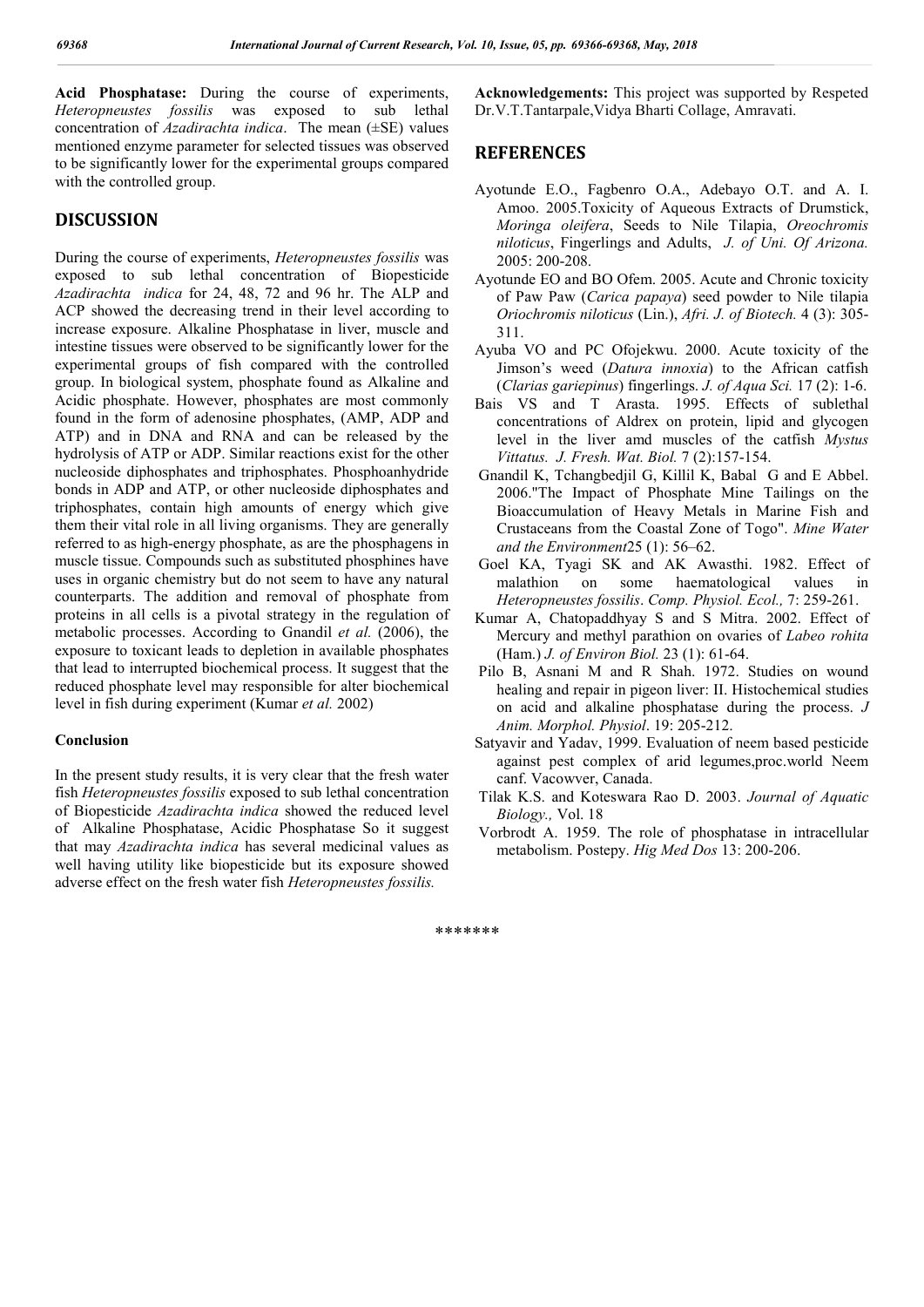**Acid Phosphatase:** During the course of experiments, *Heteropneustes fossilis* was exposed to sub lethal concentration of *Azadirachta indica*. The mean (±SE) values mentioned enzyme parameter for selected tissues was observed to be significantly lower for the experimental groups compared with the controlled group.

## DISCUSSION

During the course of experiments, *Heteropneustes fossilis* was exposed to sub lethal concentration of Biopesticide *Azadirachta indica* for 24, 48, 72 and 96 hr. The ALP and ACP showed the decreasing trend in their level according to increase exposure. Alkaline Phosphatase in liver, muscle and intestine tissues were observed to be significantly lower for the experimental groups of fish compared with the controlled group. In biological system, phosphate found as Alkaline and Acidic phosphate. However, phosphates are most commonly found in the form of adenosine phosphates, (AMP, ADP and ATP) and in DNA and RNA and can be released by the hydrolysis of ATP or ADP. Similar reactions exist for the other nucleoside diphosphates and triphosphates. Phosphoanhydride bonds in ADP and ATP, or other nucleoside diphosphates and triphosphates, contain high amounts of energy which give them their vital role in all living organisms. They are generally referred to as high-energy phosphate, as are the phosphagens in muscle tissue. Compounds such as substituted phosphines have uses in organic chemistry but do not seem to have any natural counterparts. The addition and removal of phosphate from proteins in all cells is a pivotal strategy in the regulation of metabolic processes. According to Gnandil *et al.* (2006), the exposure to toxicant leads to depletion in available phosphates that lead to interrupted biochemical process. It suggest that the reduced phosphate level may responsible for alter biochemical level in fish during experiment (Kumar *et al.* 2002)

### Conclusion

In the present study results, it is very clear that the fresh water fish *Heteropneustes fossilis* exposed to sub lethal concentration of Biopesticide *Azadirachta indica* showed the reduced level of Alkaline Phosphatase, Acidic Phosphatase So it suggest that may *Azadirachta indica* has several medicinal values as well having utility like biopesticide but its exposure showed adverse effect on the fresh water fish *Heteropneustes fossilis.*

**Acknowledgements:** This project was supported by Respeted Dr.V.T.Tantarpale,Vidya Bharti Collage, Amravati.

## REFERENCES

Ayotunde E.O., Fagbenro O.A., Adebayo O.T. and A. I. Amoo. 2005.Toxicity of Aqueous Extracts of Drumstick, *Moringa oleifera*, Seeds to Nile Tilapia, *Oreochromis niloticus*, Fingerlings and Adults, *J. of Uni. Of Arizona.* 2005: 200-208.

Ayotunde EO and BO Ofem. 2005. Acute and Chronic toxicity of Paw Paw (*Carica papaya*) seed powder to Nile tilapia *Oriochromis niloticus* (Lin.), *Afri. J. of Biotech.* 4 (3): 305-311.

Ayuba VO and PC Ofojekwu. 2000. Acute toxicity of the Jimson's weed (*Datura innoxia*) to the African catfish (*Clarias gariepinus*) fingerlings. *J. of Aqua Sci.* 17 (2): 1-6.

Bais VS and T Arasta. 1995. Effects of sublethal concentrations of Aldrex on protein, lipid and glycogen level in the liver amd muscles of the catfish *Mystus Vittatus. J. Fresh. Wat. Biol.* 7 (2):157-154.

Gnandil K, Tchangbedjil G, Killil K, Babal G and E Abbel. 2006."The Impact of Phosphate Mine Tailings on the Bioaccumulation of Heavy Metals in Marine Fish and Crustaceans from the Coastal Zone of Togo". *Mine Water and the Environment*25 (1): 56–62.

Goel KA, Tyagi SK and AK Awasthi. 1982. Effect of malathion on some haematological values in *Heteropneustes fossilis*. *Comp. Physiol. Ecol.,* 7: 259-261.

Kumar A, Chatopaddhyay S and S Mitra. 2002. Effect of Mercury and methyl parathion on ovaries of *Labeo rohita* (Ham.) *J. of Environ Biol.* 23 (1): 61-64.

Pilo B, Asnani M and R Shah. 1972. Studies on wound healing and repair in pigeon liver: II. Histochemical studies on acid and alkaline phosphatase during the process. *J Anim. Morphol. Physiol*. 19: 205-212.

Satyavir and Yadav, 1999. Evaluation of neem based pesticide against pest complex of arid legumes,proc.world Neem canf. Vacowver, Canada.

Tilak K.S. and Koteswara Rao D. 2003. *Journal of Aquatic Biology.,* Vol. 18

Vorbrodt A. 1959. The role of phosphatase in intracellular metabolism. Postepy. *Hig Med Dos* 13: 200-206.

\*\*\*\*\*\*\*